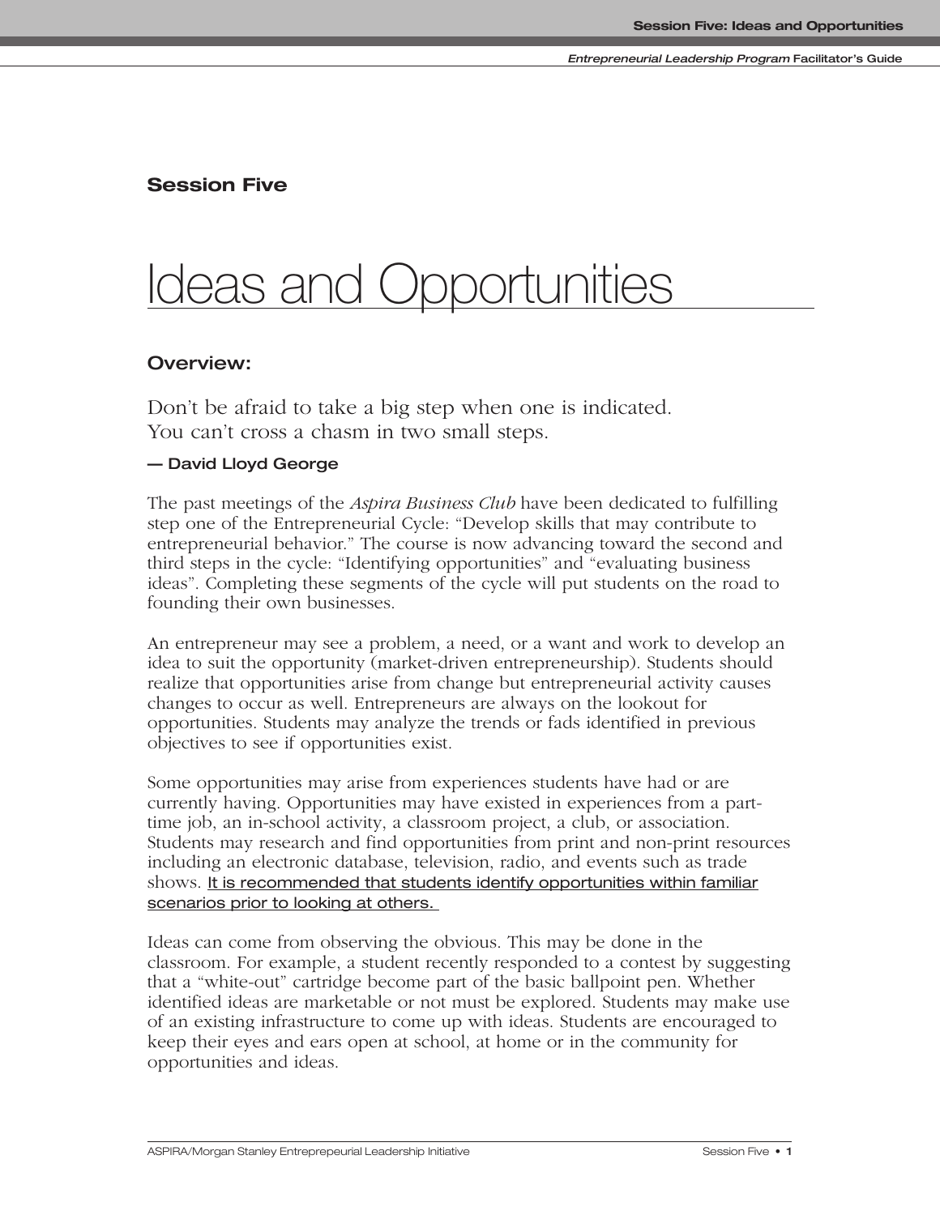## Session Five

# Ideas and Opportunities

### Overview:

Don't be afraid to take a big step when one is indicated.
You can't cross a chasm in two small steps.

**— David Lloyd George**

The past meetings of the *Aspira Business Club* have been dedicated to fulfilling step one of the Entrepreneurial Cycle: "Develop skills that may contribute to entrepreneurial behavior." The course is now advancing toward the second and third steps in the cycle: "Identifying opportunities" and "evaluating business ideas". Completing these segments of the cycle will put students on the road to founding their own businesses.

An entrepreneur may see a problem, a need, or a want and work to develop an idea to suit the opportunity (market-driven entrepreneurship). Students should realize that opportunities arise from change but entrepreneurial activity causes changes to occur as well. Entrepreneurs are always on the lookout for opportunities. Students may analyze the trends or fads identified in previous objectives to see if opportunities exist.

Some opportunities may arise from experiences students have had or are currently having. Opportunities may have existed in experiences from a part-time job, an in-school activity, a classroom project, a club, or association. Students may research and find opportunities from print and non-print resources including an electronic database, television, radio, and events such as trade shows. <u>It is recommended that students identify opportunities within familiar scenarios prior to looking at others.</u>

Ideas can come from observing the obvious. This may be done in the classroom. For example, a student recently responded to a contest by suggesting that a "white-out" cartridge become part of the basic ballpoint pen. Whether identified ideas are marketable or not must be explored. Students may make use of an existing infrastructure to come up with ideas. Students are encouraged to keep their eyes and ears open at school, at home or in the community for opportunities and ideas.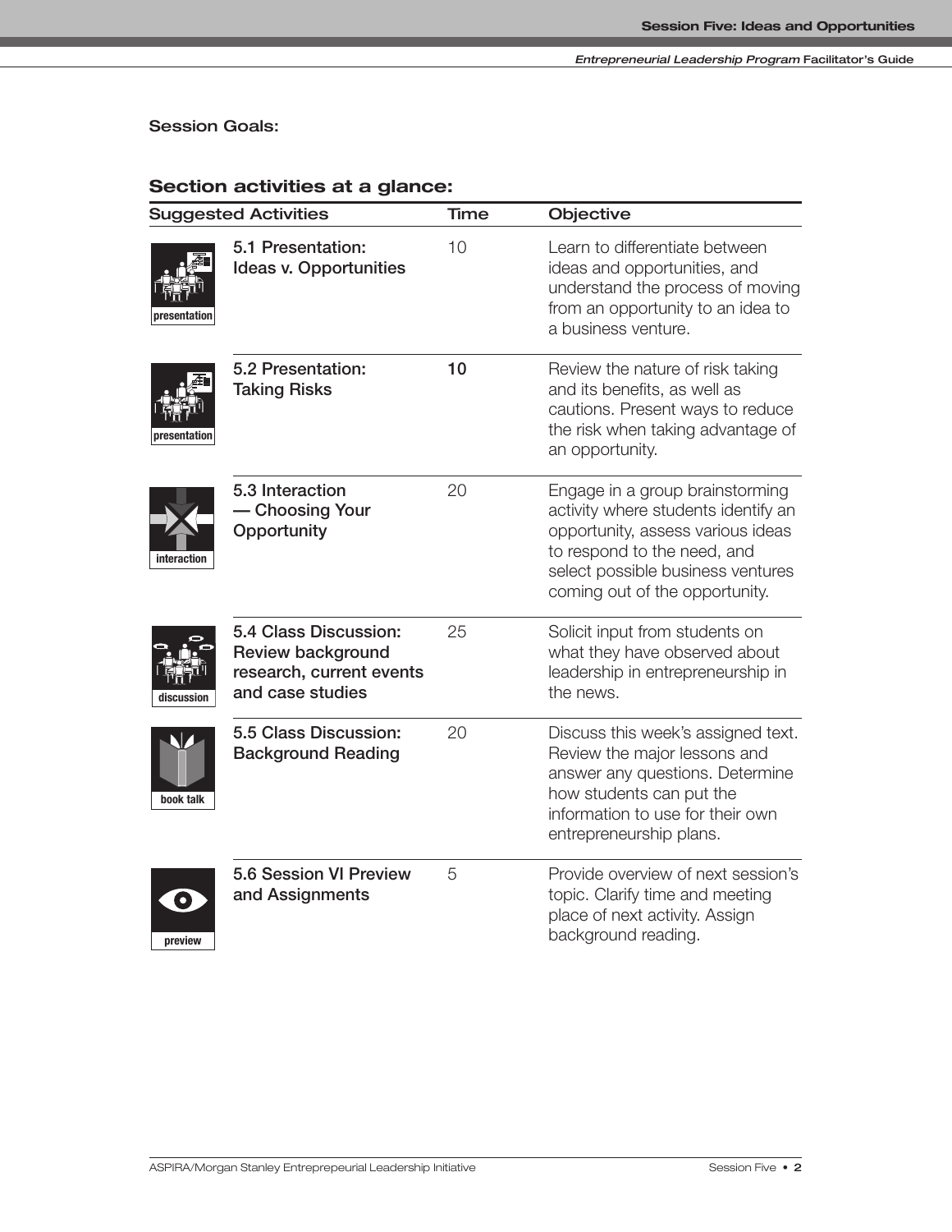**Session Goals:**

## Section activities at a glance:

| Suggested Activities | | Time | Objective |
|---|---|---|---|
| presentation | 5.1 Presentation: Ideas v. Opportunities | 10 | Learn to differentiate between ideas and opportunities, and understand the process of moving from an opportunity to an idea to a business venture. |
| presentation | 5.2 Presentation: Taking Risks | 10 | Review the nature of risk taking and its benefits, as well as cautions. Present ways to reduce the risk when taking advantage of an opportunity. |
| interaction | 5.3 Interaction — Choosing Your Opportunity | 20 | Engage in a group brainstorming activity where students identify an opportunity, assess various ideas to respond to the need, and select possible business ventures coming out of the opportunity. |
| discussion | 5.4 Class Discussion: Review background research, current events and case studies | 25 | Solicit input from students on what they have observed about leadership in entrepreneurship in the news. |
| book talk | 5.5 Class Discussion: Background Reading | 20 | Discuss this week's assigned text. Review the major lessons and answer any questions. Determine how students can put the information to use for their own entrepreneurship plans. |
| preview | 5.6 Session VI Preview and Assignments | 5 | Provide overview of next session's topic. Clarify time and meeting place of next activity. Assign background reading. |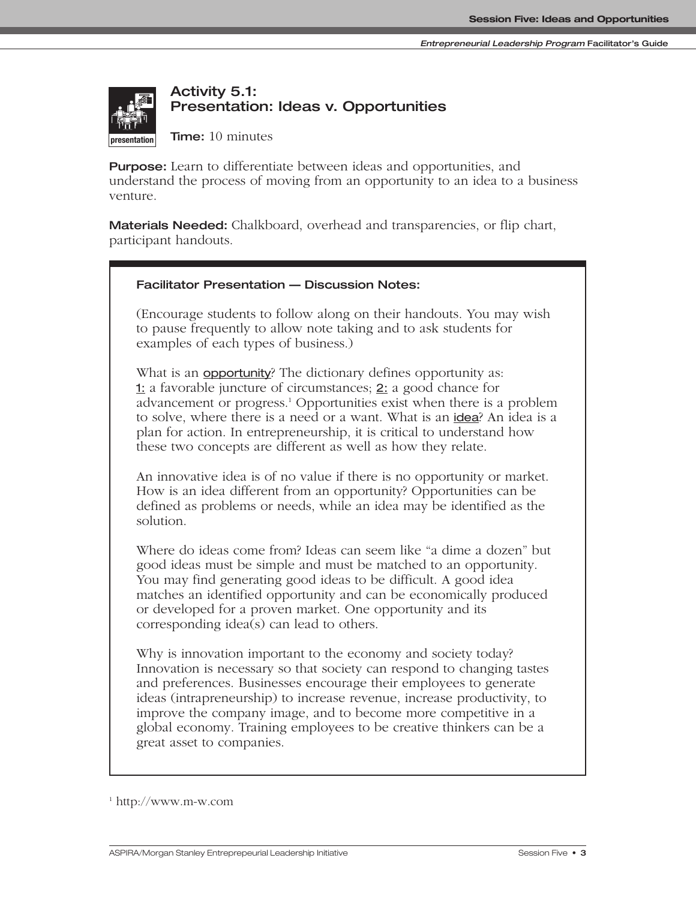### Activity 5.1: Presentation: Ideas v. Opportunities

**Time:** 10 minutes

**Purpose:** Learn to differentiate between ideas and opportunities, and understand the process of moving from an opportunity to an idea to a business venture.

**Materials Needed:** Chalkboard, overhead and transparencies, or flip chart, participant handouts.

**Facilitator Presentation — Discussion Notes:**

(Encourage students to follow along on their handouts. You may wish to pause frequently to allow note taking and to ask students for examples of each types of business.)

What is an opportunity? The dictionary defines opportunity as: 1: a favorable juncture of circumstances; 2: a good chance for advancement or progress.[1] Opportunities exist when there is a problem to solve, where there is a need or a want. What is an idea? An idea is a plan for action. In entrepreneurship, it is critical to understand how these two concepts are different as well as how they relate.

An innovative idea is of no value if there is no opportunity or market. How is an idea different from an opportunity? Opportunities can be defined as problems or needs, while an idea may be identified as the solution.

Where do ideas come from? Ideas can seem like "a dime a dozen" but good ideas must be simple and must be matched to an opportunity. You may find generating good ideas to be difficult. A good idea matches an identified opportunity and can be economically produced or developed for a proven market. One opportunity and its corresponding idea(s) can lead to others.

Why is innovation important to the economy and society today? Innovation is necessary so that society can respond to changing tastes and preferences. Businesses encourage their employees to generate ideas (intrapreneurship) to increase revenue, increase productivity, to improve the company image, and to become more competitive in a global economy. Training employees to be creative thinkers can be a great asset to companies.

[1] http://www.m-w.com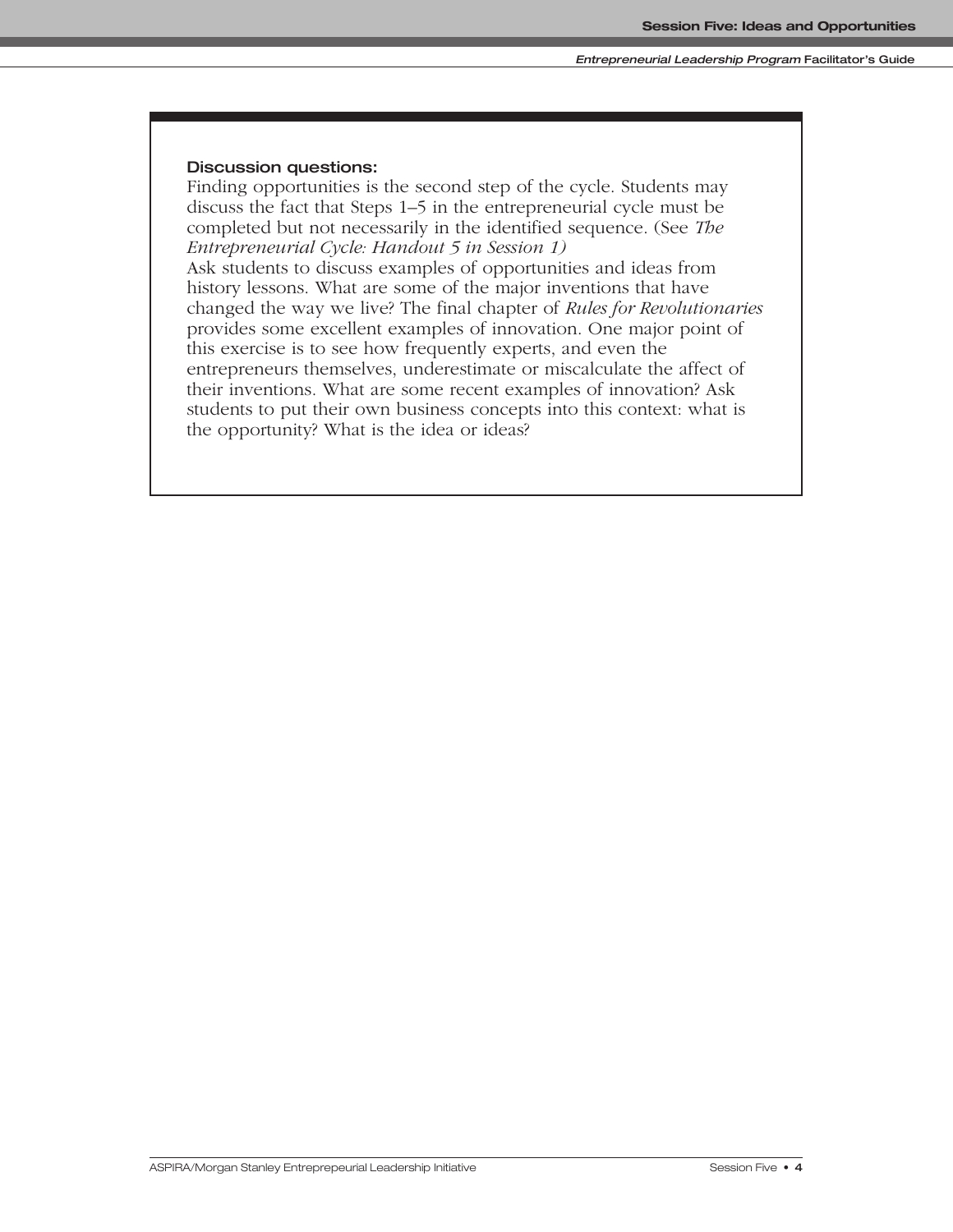**Discussion questions:**

Finding opportunities is the second step of the cycle. Students may discuss the fact that Steps 1–5 in the entrepreneurial cycle must be completed but not necessarily in the identified sequence. (See *The Entrepreneurial Cycle: Handout 5 in Session 1)*

Ask students to discuss examples of opportunities and ideas from history lessons. What are some of the major inventions that have changed the way we live? The final chapter of *Rules for Revolutionaries* provides some excellent examples of innovation. One major point of this exercise is to see how frequently experts, and even the entrepreneurs themselves, underestimate or miscalculate the affect of their inventions. What are some recent examples of innovation? Ask students to put their own business concepts into this context: what is the opportunity? What is the idea or ideas?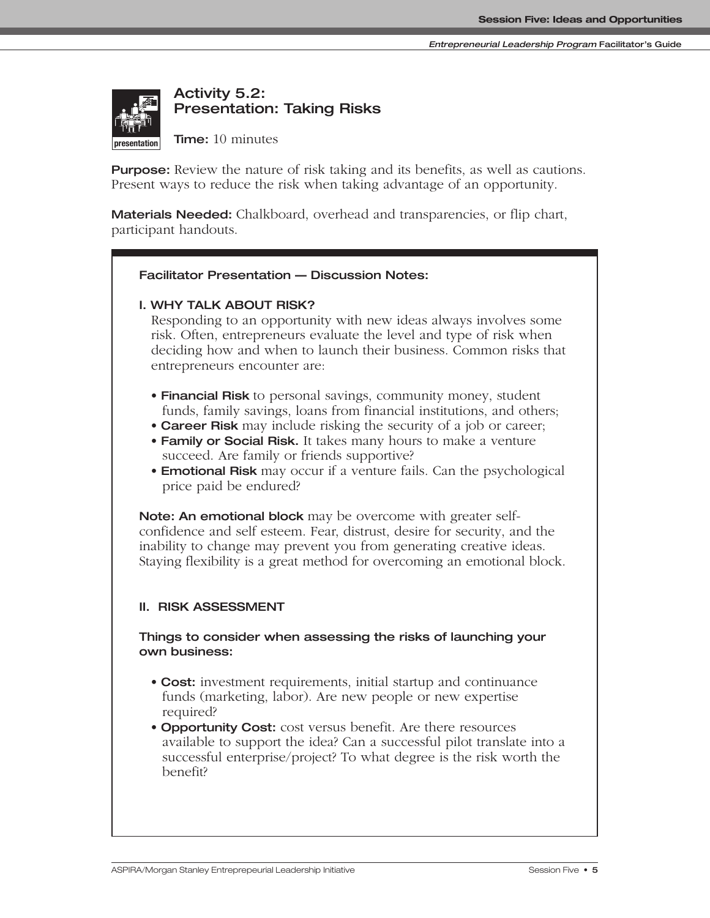## Activity 5.2: Presentation: Taking Risks

**Time:** 10 minutes

**Purpose:** Review the nature of risk taking and its benefits, as well as cautions. Present ways to reduce the risk when taking advantage of an opportunity.

**Materials Needed:** Chalkboard, overhead and transparencies, or flip chart, participant handouts.

### Facilitator Presentation — Discussion Notes:

**I. WHY TALK ABOUT RISK?**

Responding to an opportunity with new ideas always involves some risk. Often, entrepreneurs evaluate the level and type of risk when deciding how and when to launch their business. Common risks that entrepreneurs encounter are:

- **Financial Risk** to personal savings, community money, student funds, family savings, loans from financial institutions, and others;
- **Career Risk** may include risking the security of a job or career;
- **Family or Social Risk.** It takes many hours to make a venture succeed. Are family or friends supportive?
- **Emotional Risk** may occur if a venture fails. Can the psychological price paid be endured?

**Note: An emotional block** may be overcome with greater self-confidence and self esteem. Fear, distrust, desire for security, and the inability to change may prevent you from generating creative ideas. Staying flexibility is a great method for overcoming an emotional block.

**II. RISK ASSESSMENT**

**Things to consider when assessing the risks of launching your own business:**

- **Cost:** investment requirements, initial startup and continuance funds (marketing, labor). Are new people or new expertise required?
- **Opportunity Cost:** cost versus benefit. Are there resources available to support the idea? Can a successful pilot translate into a successful enterprise/project? To what degree is the risk worth the benefit?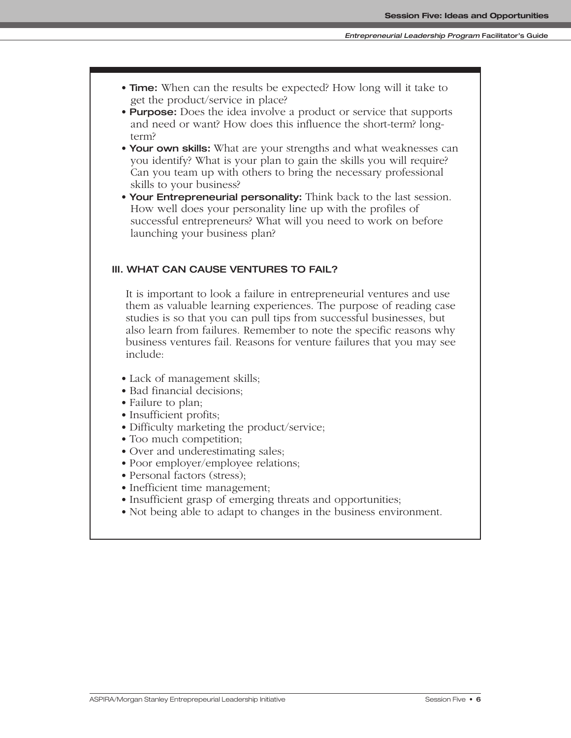- **Time:** When can the results be expected? How long will it take to get the product/service in place?
- **Purpose:** Does the idea involve a product or service that supports and need or want? How does this influence the short-term? long-term?
- **Your own skills:** What are your strengths and what weaknesses can you identify? What is your plan to gain the skills you will require? Can you team up with others to bring the necessary professional skills to your business?
- **Your Entrepreneurial personality:** Think back to the last session. How well does your personality line up with the profiles of successful entrepreneurs? What will you need to work on before launching your business plan?

### III. WHAT CAN CAUSE VENTURES TO FAIL?

It is important to look a failure in entrepreneurial ventures and use them as valuable learning experiences. The purpose of reading case studies is so that you can pull tips from successful businesses, but also learn from failures. Remember to note the specific reasons why business ventures fail. Reasons for venture failures that you may see include:

- Lack of management skills;
- Bad financial decisions;
- Failure to plan;
- Insufficient profits;
- Difficulty marketing the product/service;
- Too much competition;
- Over and underestimating sales;
- Poor employer/employee relations;
- Personal factors (stress);
- Inefficient time management;
- Insufficient grasp of emerging threats and opportunities;
- Not being able to adapt to changes in the business environment.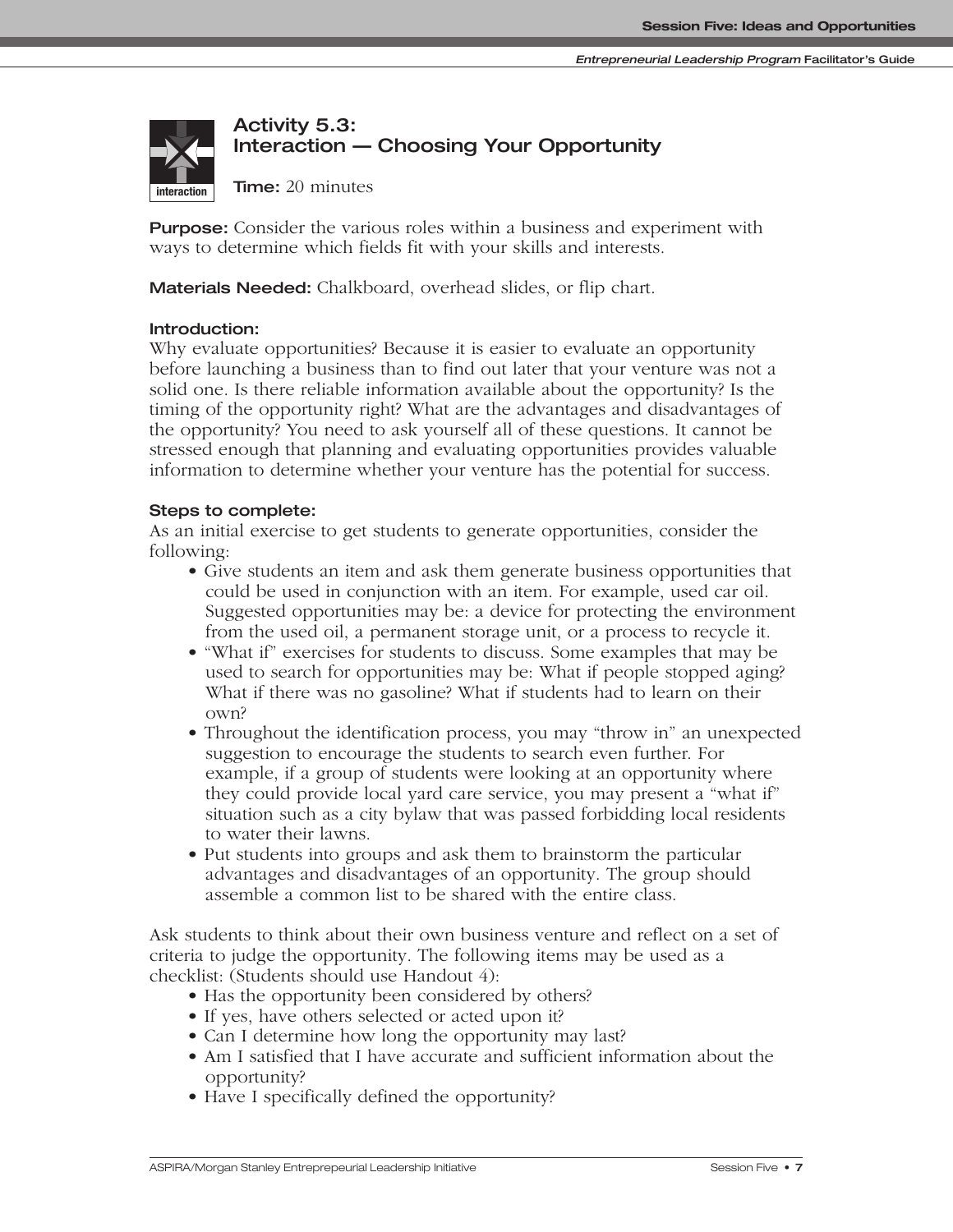## Activity 5.3: Interaction — Choosing Your Opportunity

**Time:** 20 minutes

**Purpose:** Consider the various roles within a business and experiment with ways to determine which fields fit with your skills and interests.

**Materials Needed:** Chalkboard, overhead slides, or flip chart.

**Introduction:**
Why evaluate opportunities? Because it is easier to evaluate an opportunity before launching a business than to find out later that your venture was not a solid one. Is there reliable information available about the opportunity? Is the timing of the opportunity right? What are the advantages and disadvantages of the opportunity? You need to ask yourself all of these questions. It cannot be stressed enough that planning and evaluating opportunities provides valuable information to determine whether your venture has the potential for success.

**Steps to complete:**
As an initial exercise to get students to generate opportunities, consider the following:

- Give students an item and ask them generate business opportunities that could be used in conjunction with an item. For example, used car oil. Suggested opportunities may be: a device for protecting the environment from the used oil, a permanent storage unit, or a process to recycle it.
- "What if" exercises for students to discuss. Some examples that may be used to search for opportunities may be: What if people stopped aging? What if there was no gasoline? What if students had to learn on their own?
- Throughout the identification process, you may "throw in" an unexpected suggestion to encourage the students to search even further. For example, if a group of students were looking at an opportunity where they could provide local yard care service, you may present a "what if" situation such as a city bylaw that was passed forbidding local residents to water their lawns.
- Put students into groups and ask them to brainstorm the particular advantages and disadvantages of an opportunity. The group should assemble a common list to be shared with the entire class.

Ask students to think about their own business venture and reflect on a set of criteria to judge the opportunity. The following items may be used as a checklist: (Students should use Handout 4):

- Has the opportunity been considered by others?
- If yes, have others selected or acted upon it?
- Can I determine how long the opportunity may last?
- Am I satisfied that I have accurate and sufficient information about the opportunity?
- Have I specifically defined the opportunity?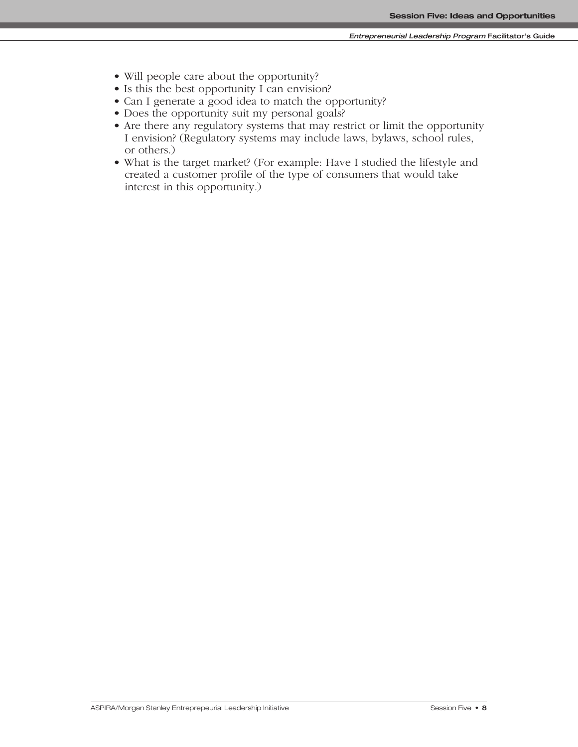- Will people care about the opportunity?
- Is this the best opportunity I can envision?
- Can I generate a good idea to match the opportunity?
- Does the opportunity suit my personal goals?
- Are there any regulatory systems that may restrict or limit the opportunity I envision? (Regulatory systems may include laws, bylaws, school rules, or others.)
- What is the target market? (For example: Have I studied the lifestyle and created a customer profile of the type of consumers that would take interest in this opportunity.)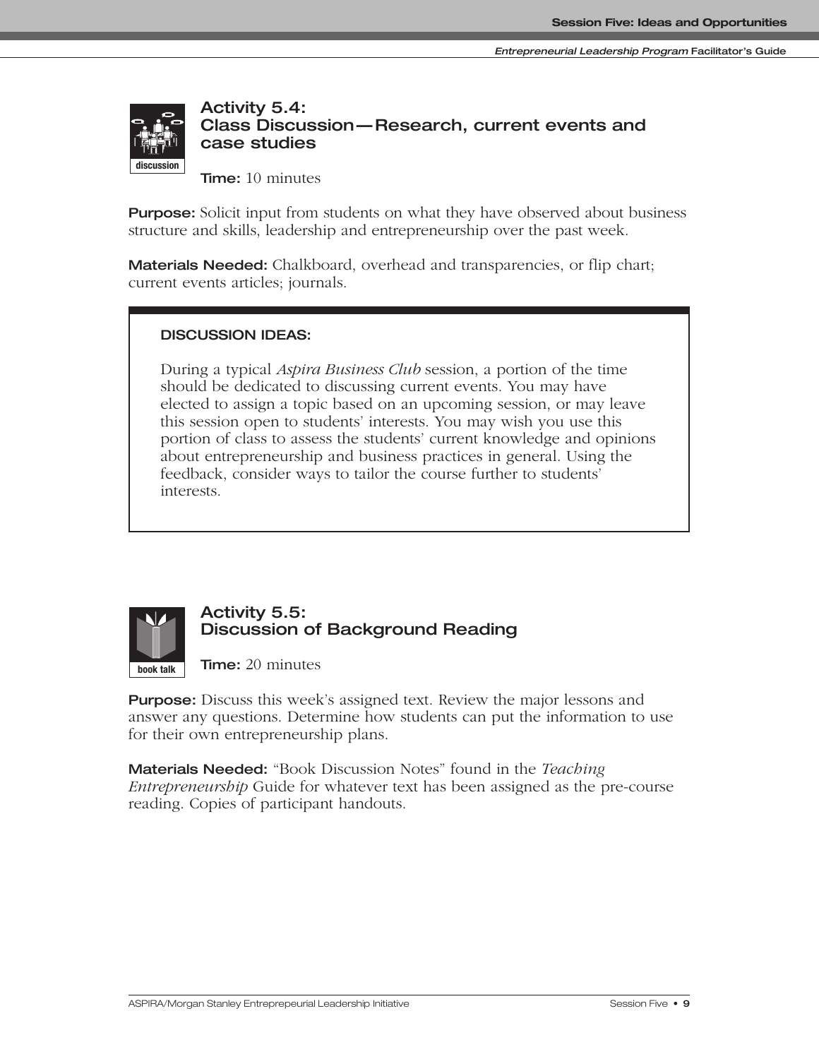## Activity 5.4: Class Discussion—Research, current events and case studies

**Time:** 10 minutes

**Purpose:** Solicit input from students on what they have observed about business structure and skills, leadership and entrepreneurship over the past week.

**Materials Needed:** Chalkboard, overhead and transparencies, or flip chart; current events articles; journals.

> **DISCUSSION IDEAS:**
>
> During a typical *Aspira Business Club* session, a portion of the time should be dedicated to discussing current events. You may have elected to assign a topic based on an upcoming session, or may leave this session open to students' interests. You may wish you use this portion of class to assess the students' current knowledge and opinions about entrepreneurship and business practices in general. Using the feedback, consider ways to tailor the course further to students' interests.

## Activity 5.5: Discussion of Background Reading

**Time:** 20 minutes

**Purpose:** Discuss this week's assigned text. Review the major lessons and answer any questions. Determine how students can put the information to use for their own entrepreneurship plans.

**Materials Needed:** "Book Discussion Notes" found in the *Teaching Entrepreneurship* Guide for whatever text has been assigned as the pre-course reading. Copies of participant handouts.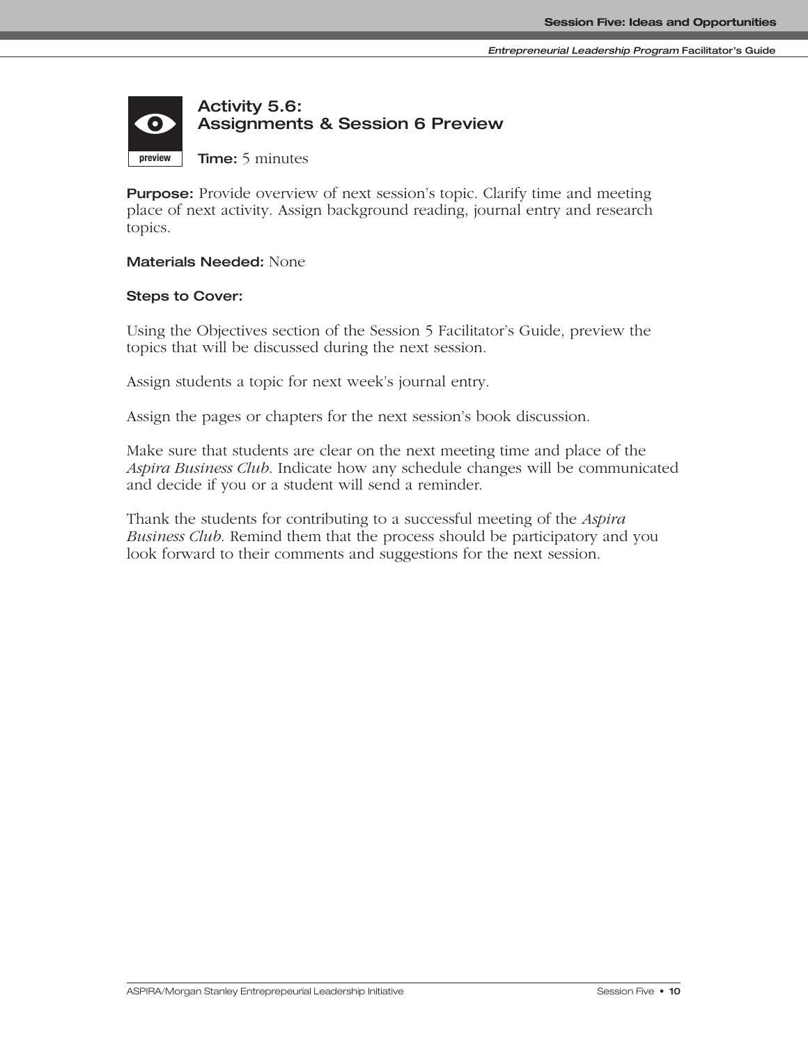## Activity 5.6: Assignments & Session 6 Preview

preview

**Time:** 5 minutes

**Purpose:** Provide overview of next session's topic. Clarify time and meeting place of next activity. Assign background reading, journal entry and research topics.

**Materials Needed:** None

**Steps to Cover:**

Using the Objectives section of the Session 5 Facilitator's Guide, preview the topics that will be discussed during the next session.

Assign students a topic for next week's journal entry.

Assign the pages or chapters for the next session's book discussion.

Make sure that students are clear on the next meeting time and place of the *Aspira Business Club*. Indicate how any schedule changes will be communicated and decide if you or a student will send a reminder.

Thank the students for contributing to a successful meeting of the *Aspira Business Club*. Remind them that the process should be participatory and you look forward to their comments and suggestions for the next session.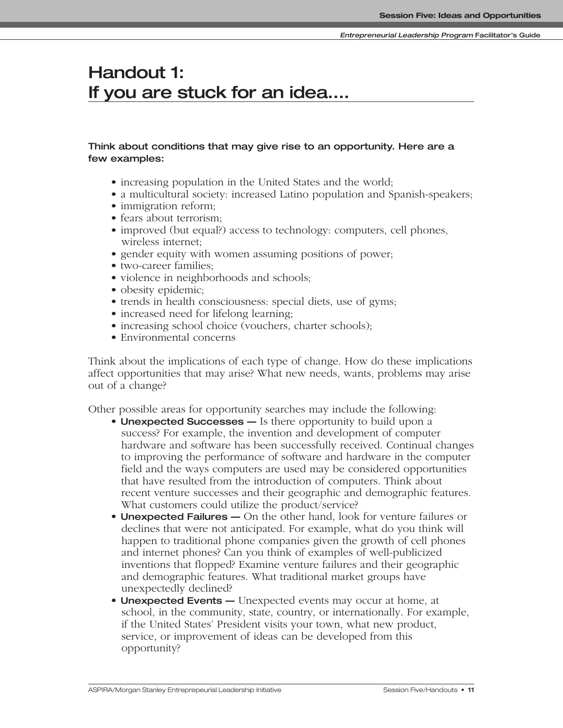# Handout 1: If you are stuck for an idea....

**Think about conditions that may give rise to an opportunity. Here are a few examples:**

- increasing population in the United States and the world;
- a multicultural society: increased Latino population and Spanish-speakers;
- immigration reform;
- fears about terrorism;
- improved (but equal?) access to technology: computers, cell phones, wireless internet;
- gender equity with women assuming positions of power;
- two-career families;
- violence in neighborhoods and schools;
- obesity epidemic;
- trends in health consciousness: special diets, use of gyms;
- increased need for lifelong learning;
- increasing school choice (vouchers, charter schools);
- Environmental concerns

Think about the implications of each type of change. How do these implications affect opportunities that may arise? What new needs, wants, problems may arise out of a change?

Other possible areas for opportunity searches may include the following:

- **Unexpected Successes —** Is there opportunity to build upon a success? For example, the invention and development of computer hardware and software has been successfully received. Continual changes to improving the performance of software and hardware in the computer field and the ways computers are used may be considered opportunities that have resulted from the introduction of computers. Think about recent venture successes and their geographic and demographic features. What customers could utilize the product/service?
- **Unexpected Failures —** On the other hand, look for venture failures or declines that were not anticipated. For example, what do you think will happen to traditional phone companies given the growth of cell phones and internet phones? Can you think of examples of well-publicized inventions that flopped? Examine venture failures and their geographic and demographic features. What traditional market groups have unexpectedly declined?
- **Unexpected Events —** Unexpected events may occur at home, at school, in the community, state, country, or internationally. For example, if the United States' President visits your town, what new product, service, or improvement of ideas can be developed from this opportunity?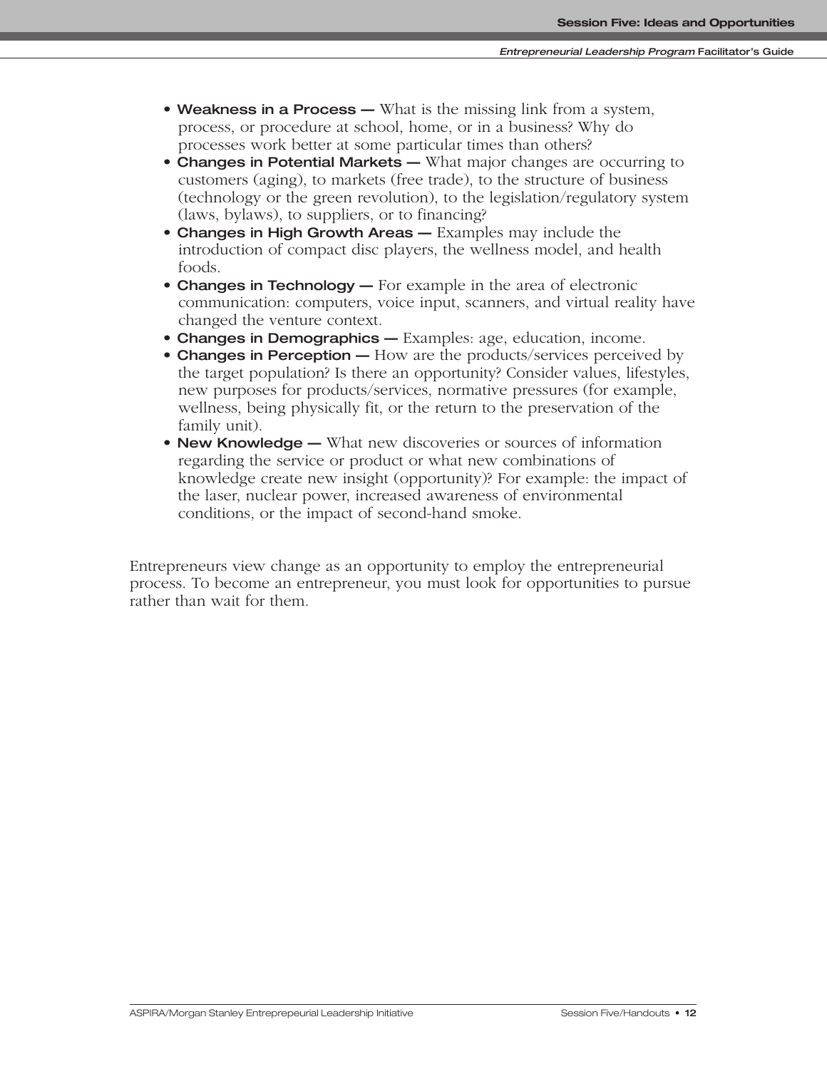- **Weakness in a Process —** What is the missing link from a system, process, or procedure at school, home, or in a business? Why do processes work better at some particular times than others?
- **Changes in Potential Markets —** What major changes are occurring to customers (aging), to markets (free trade), to the structure of business (technology or the green revolution), to the legislation/regulatory system (laws, bylaws), to suppliers, or to financing?
- **Changes in High Growth Areas —** Examples may include the introduction of compact disc players, the wellness model, and health foods.
- **Changes in Technology —** For example in the area of electronic communication: computers, voice input, scanners, and virtual reality have changed the venture context.
- **Changes in Demographics —** Examples: age, education, income.
- **Changes in Perception —** How are the products/services perceived by the target population? Is there an opportunity? Consider values, lifestyles, new purposes for products/services, normative pressures (for example, wellness, being physically fit, or the return to the preservation of the family unit).
- **New Knowledge —** What new discoveries or sources of information regarding the service or product or what new combinations of knowledge create new insight (opportunity)? For example: the impact of the laser, nuclear power, increased awareness of environmental conditions, or the impact of second-hand smoke.

Entrepreneurs view change as an opportunity to employ the entrepreneurial process. To become an entrepreneur, you must look for opportunities to pursue rather than wait for them.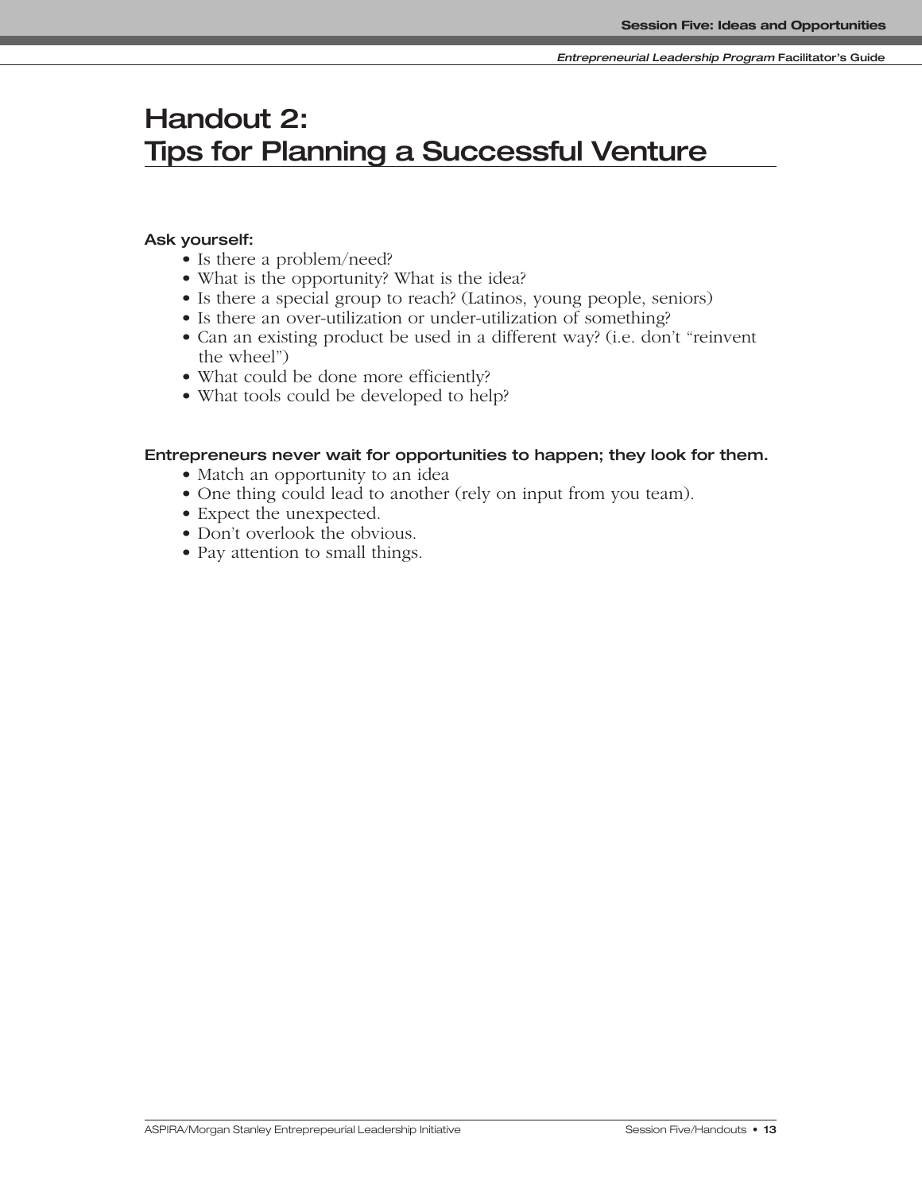# Handout 2: Tips for Planning a Successful Venture

**Ask yourself:**

- Is there a problem/need?
- What is the opportunity? What is the idea?
- Is there a special group to reach? (Latinos, young people, seniors)
- Is there an over-utilization or under-utilization of something?
- Can an existing product be used in a different way? (i.e. don't "reinvent the wheel")
- What could be done more efficiently?
- What tools could be developed to help?

**Entrepreneurs never wait for opportunities to happen; they look for them.**

- Match an opportunity to an idea
- One thing could lead to another (rely on input from you team).
- Expect the unexpected.
- Don't overlook the obvious.
- Pay attention to small things.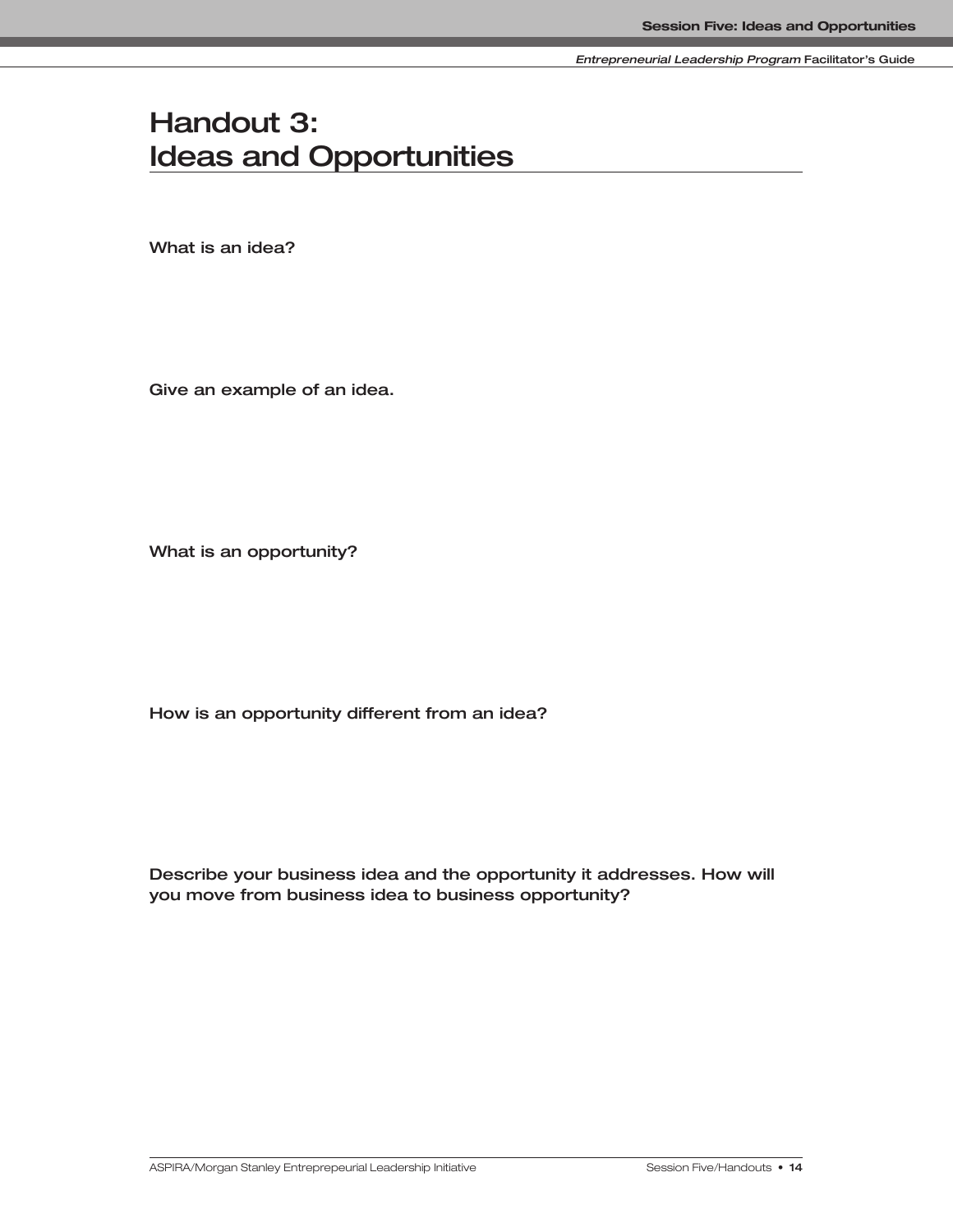# Handout 3: Ideas and Opportunities

**What is an idea?**

**Give an example of an idea.**

**What is an opportunity?**

**How is an opportunity different from an idea?**

**Describe your business idea and the opportunity it addresses. How will you move from business idea to business opportunity?**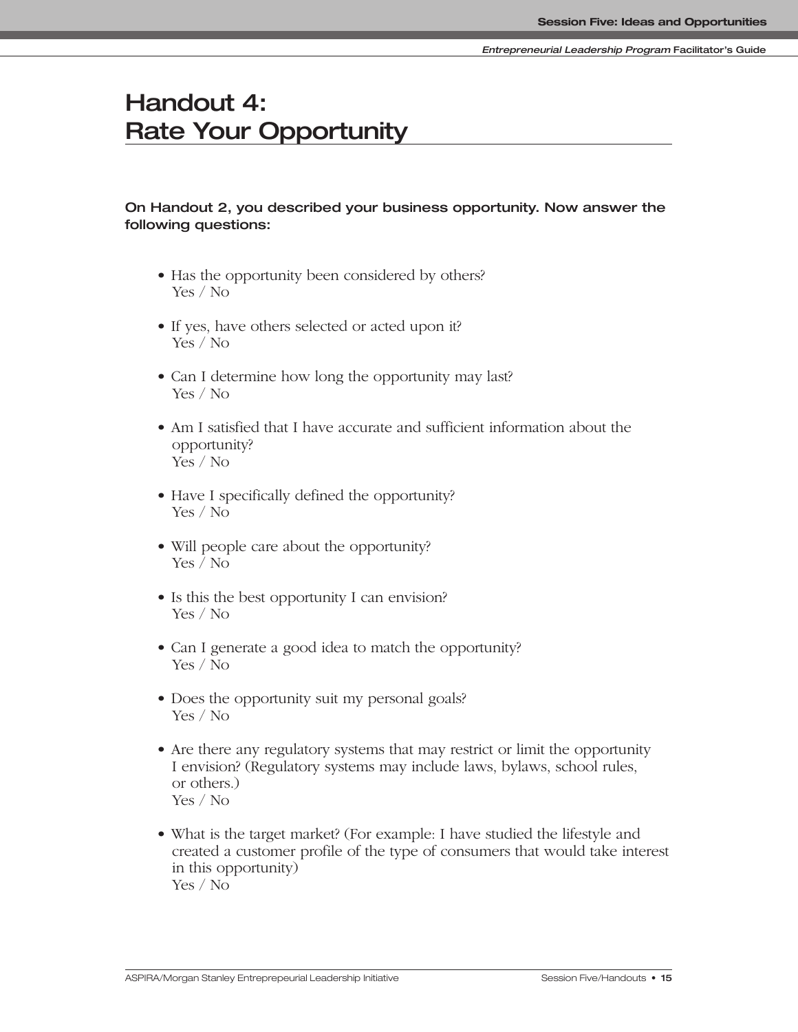# Handout 4: Rate Your Opportunity

**On Handout 2, you described your business opportunity. Now answer the following questions:**

- Has the opportunity been considered by others?
  Yes / No

- If yes, have others selected or acted upon it?
  Yes / No

- Can I determine how long the opportunity may last?
  Yes / No

- Am I satisfied that I have accurate and sufficient information about the opportunity?
  Yes / No

- Have I specifically defined the opportunity?
  Yes / No

- Will people care about the opportunity?
  Yes / No

- Is this the best opportunity I can envision?
  Yes / No

- Can I generate a good idea to match the opportunity?
  Yes / No

- Does the opportunity suit my personal goals?
  Yes / No

- Are there any regulatory systems that may restrict or limit the opportunity I envision? (Regulatory systems may include laws, bylaws, school rules, or others.)
  Yes / No

- What is the target market? (For example: I have studied the lifestyle and created a customer profile of the type of consumers that would take interest in this opportunity)
  Yes / No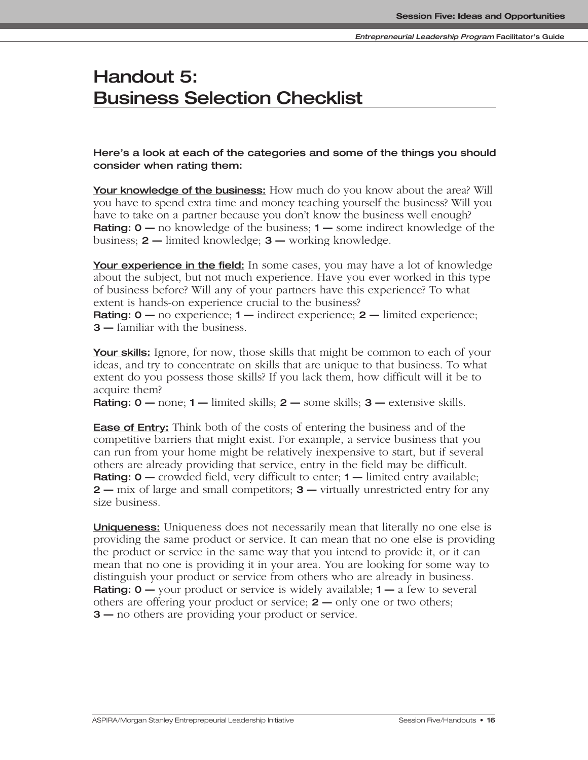# Handout 5: Business Selection Checklist

**Here's a look at each of the categories and some of the things you should consider when rating them:**

**Your knowledge of the business:** How much do you know about the area? Will you have to spend extra time and money teaching yourself the business? Will you have to take on a partner because you don't know the business well enough?
**Rating: 0 —** no knowledge of the business; **1 —** some indirect knowledge of the business; **2 —** limited knowledge; **3 —** working knowledge.

**Your experience in the field:** In some cases, you may have a lot of knowledge about the subject, but not much experience. Have you ever worked in this type of business before? Will any of your partners have this experience? To what extent is hands-on experience crucial to the business?
**Rating: 0 —** no experience; **1 —** indirect experience; **2 —** limited experience; **3 —** familiar with the business.

**Your skills:** Ignore, for now, those skills that might be common to each of your ideas, and try to concentrate on skills that are unique to that business. To what extent do you possess those skills? If you lack them, how difficult will it be to acquire them?
**Rating: 0 —** none; **1 —** limited skills; **2 —** some skills; **3 —** extensive skills.

**Ease of Entry:** Think both of the costs of entering the business and of the competitive barriers that might exist. For example, a service business that you can run from your home might be relatively inexpensive to start, but if several others are already providing that service, entry in the field may be difficult.
**Rating: 0 —** crowded field, very difficult to enter; **1 —** limited entry available; **2 —** mix of large and small competitors; **3 —** virtually unrestricted entry for any size business.

**Uniqueness:** Uniqueness does not necessarily mean that literally no one else is providing the same product or service. It can mean that no one else is providing the product or service in the same way that you intend to provide it, or it can mean that no one is providing it in your area. You are looking for some way to distinguish your product or service from others who are already in business.
**Rating: 0 —** your product or service is widely available; **1 —** a few to several others are offering your product or service; **2 —** only one or two others; **3 —** no others are providing your product or service.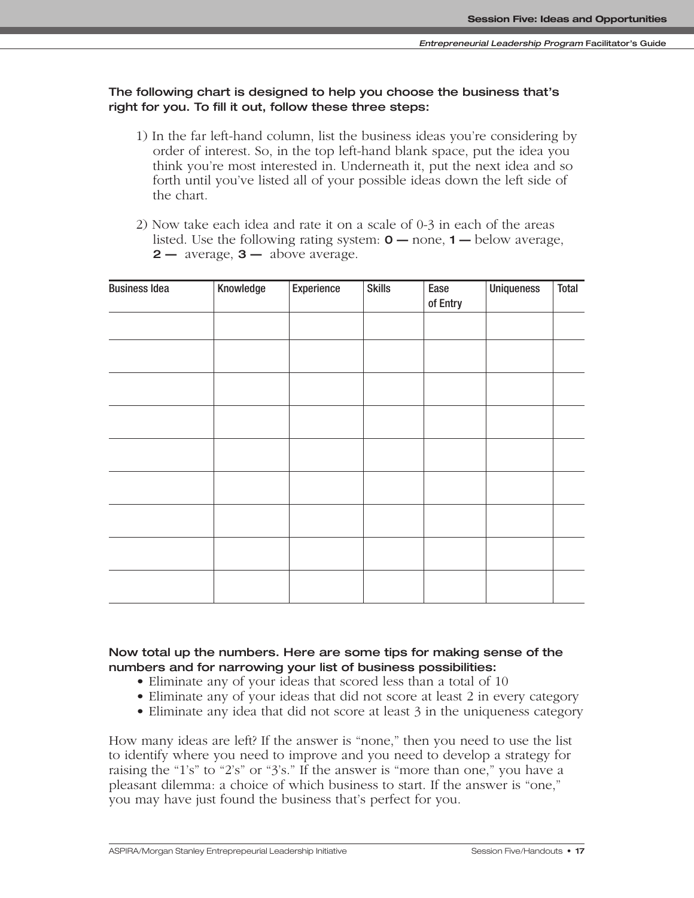**The following chart is designed to help you choose the business that's right for you. To fill it out, follow these three steps:**

1) In the far left-hand column, list the business ideas you're considering by order of interest. So, in the top left-hand blank space, put the idea you think you're most interested in. Underneath it, put the next idea and so forth until you've listed all of your possible ideas down the left side of the chart.

2) Now take each idea and rate it on a scale of 0-3 in each of the areas listed. Use the following rating system: **0 —** none, **1 —** below average, **2 —** average, **3 —** above average.

| Business Idea | Knowledge | Experience | Skills | Ease of Entry | Uniqueness | Total |
|---|---|---|---|---|---|---|
| | | | | | | |
| | | | | | | |
| | | | | | | |
| | | | | | | |
| | | | | | | |
| | | | | | | |
| | | | | | | |
| | | | | | | |
| | | | | | | |

**Now total up the numbers. Here are some tips for making sense of the numbers and for narrowing your list of business possibilities:**

- Eliminate any of your ideas that scored less than a total of 10
- Eliminate any of your ideas that did not score at least 2 in every category
- Eliminate any idea that did not score at least 3 in the uniqueness category

How many ideas are left? If the answer is "none," then you need to use the list to identify where you need to improve and you need to develop a strategy for raising the "1's" to "2's" or "3's." If the answer is "more than one," you have a pleasant dilemma: a choice of which business to start. If the answer is "one," you may have just found the business that's perfect for you.